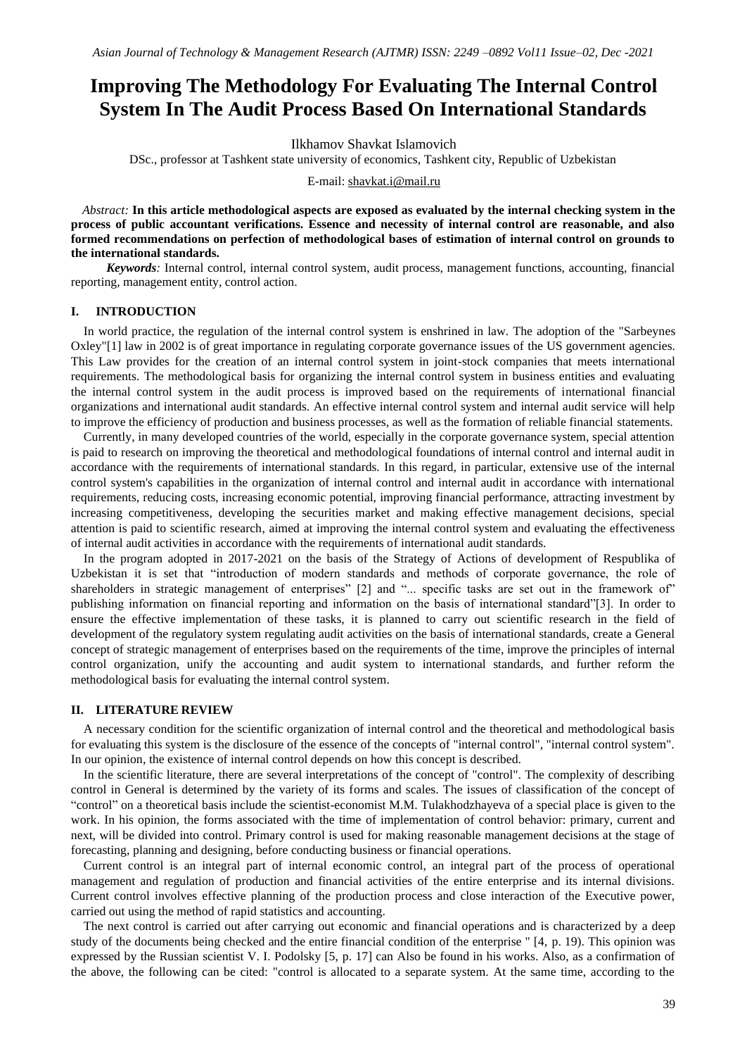# Improving The Methodology For Evaluating The Internal Control System In The Audit Process Based On International Standards

Ilkhamov Shavkat Islamovich

DSc., professor at Tashkent state university of economics, Tashkent city, Republic of Uzbekistan

E-mail: shavkat.i@mail.ru

*Abstract:* **In this article methodological aspects are exposed as evaluated by the internal checking system in the process of public accountant verifications. Essence and necessity of internal control are reasonable, and also formed recommendations on perfection of methodological bases of estimation of internal control on grounds to the international standards.**

***Keywords:*** Internal control, internal control system, audit process, management functions, accounting, financial reporting, management entity, control action.

## I. INTRODUCTION

In world practice, the regulation of the internal control system is enshrined in law. The adoption of the "Sarbeynes Oxley"[1] law in 2002 is of great importance in regulating corporate governance issues of the US government agencies. This Law provides for the creation of an internal control system in joint-stock companies that meets international requirements. The methodological basis for organizing the internal control system in business entities and evaluating the internal control system in the audit process is improved based on the requirements of international financial organizations and international audit standards. An effective internal control system and internal audit service will help to improve the efficiency of production and business processes, as well as the formation of reliable financial statements.

Currently, in many developed countries of the world, especially in the corporate governance system, special attention is paid to research on improving the theoretical and methodological foundations of internal control and internal audit in accordance with the requirements of international standards. In this regard, in particular, extensive use of the internal control system's capabilities in the organization of internal control and internal audit in accordance with international requirements, reducing costs, increasing economic potential, improving financial performance, attracting investment by increasing competitiveness, developing the securities market and making effective management decisions, special attention is paid to scientific research, aimed at improving the internal control system and evaluating the effectiveness of internal audit activities in accordance with the requirements of international audit standards.

In the program adopted in 2017-2021 on the basis of the Strategy of Actions of development of Respublika of Uzbekistan it is set that "introduction of modern standards and methods of corporate governance, the role of shareholders in strategic management of enterprises" [2] and "... specific tasks are set out in the framework of" publishing information on financial reporting and information on the basis of international standard"[3]. In order to ensure the effective implementation of these tasks, it is planned to carry out scientific research in the field of development of the regulatory system regulating audit activities on the basis of international standards, create a General concept of strategic management of enterprises based on the requirements of the time, improve the principles of internal control organization, unify the accounting and audit system to international standards, and further reform the methodological basis for evaluating the internal control system.

## II. LITERATURE REVIEW

A necessary condition for the scientific organization of internal control and the theoretical and methodological basis for evaluating this system is the disclosure of the essence of the concepts of "internal control", "internal control system". In our opinion, the existence of internal control depends on how this concept is described.

In the scientific literature, there are several interpretations of the concept of "control". The complexity of describing control in General is determined by the variety of its forms and scales. The issues of classification of the concept of "control" on a theoretical basis include the scientist-economist M.M. Tulakhodzhayeva of a special place is given to the work. In his opinion, the forms associated with the time of implementation of control behavior: primary, current and next, will be divided into control. Primary control is used for making reasonable management decisions at the stage of forecasting, planning and designing, before conducting business or financial operations.

Current control is an integral part of internal economic control, an integral part of the process of operational management and regulation of production and financial activities of the entire enterprise and its internal divisions. Current control involves effective planning of the production process and close interaction of the Executive power, carried out using the method of rapid statistics and accounting.

The next control is carried out after carrying out economic and financial operations and is characterized by a deep study of the documents being checked and the entire financial condition of the enterprise " [4, p. 19). This opinion was expressed by the Russian scientist V. I. Podolsky [5, p. 17] can Also be found in his works. Also, as a confirmation of the above, the following can be cited: "control is allocated to a separate system. At the same time, according to the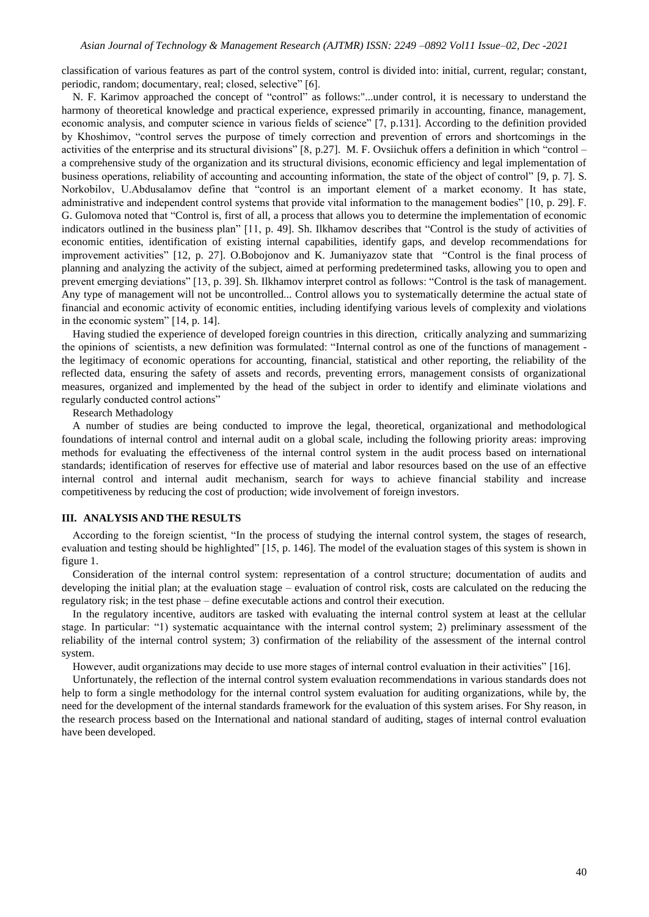classification of various features as part of the control system, control is divided into: initial, current, regular; constant, periodic, random; documentary, real; closed, selective" [6].

N. F. Karimov approached the concept of "control" as follows:"...under control, it is necessary to understand the harmony of theoretical knowledge and practical experience, expressed primarily in accounting, finance, management, economic analysis, and computer science in various fields of science" [7, p.131]. According to the definition provided by Khoshimov, "control serves the purpose of timely correction and prevention of errors and shortcomings in the activities of the enterprise and its structural divisions" [8, p.27]. M. F. Ovsiichuk offers a definition in which "control – a comprehensive study of the organization and its structural divisions, economic efficiency and legal implementation of business operations, reliability of accounting and accounting information, the state of the object of control" [9, p. 7]. S. Norkobilov, U.Abdusalamov define that "control is an important element of a market economy. It has state, administrative and independent control systems that provide vital information to the management bodies" [10, p. 29]. F. G. Gulomova noted that "Control is, first of all, a process that allows you to determine the implementation of economic indicators outlined in the business plan" [11, p. 49]. Sh. Ilkhamov describes that "Control is the study of activities of economic entities, identification of existing internal capabilities, identify gaps, and develop recommendations for improvement activities" [12, p. 27]. O.Bobojonov and K. Jumaniyazov state that "Control is the final process of planning and analyzing the activity of the subject, aimed at performing predetermined tasks, allowing you to open and prevent emerging deviations" [13, p. 39]. Sh. Ilkhamov interpret control as follows: "Control is the task of management. Any type of management will not be uncontrolled... Control allows you to systematically determine the actual state of financial and economic activity of economic entities, including identifying various levels of complexity and violations in the economic system" [14, p. 14].

Having studied the experience of developed foreign countries in this direction, critically analyzing and summarizing the opinions of scientists, a new definition was formulated: "Internal control as one of the functions of management - the legitimacy of economic operations for accounting, financial, statistical and other reporting, the reliability of the reflected data, ensuring the safety of assets and records, preventing errors, management consists of organizational measures, organized and implemented by the head of the subject in order to identify and eliminate violations and regularly conducted control actions"

Research Methadology

A number of studies are being conducted to improve the legal, theoretical, organizational and methodological foundations of internal control and internal audit on a global scale, including the following priority areas: improving methods for evaluating the effectiveness of the internal control system in the audit process based on international standards; identification of reserves for effective use of material and labor resources based on the use of an effective internal control and internal audit mechanism, search for ways to achieve financial stability and increase competitiveness by reducing the cost of production; wide involvement of foreign investors.

## III. ANALYSIS AND THE RESULTS

According to the foreign scientist, "In the process of studying the internal control system, the stages of research, evaluation and testing should be highlighted" [15, p. 146]. The model of the evaluation stages of this system is shown in figure 1.

Consideration of the internal control system: representation of a control structure; documentation of audits and developing the initial plan; at the evaluation stage – evaluation of control risk, costs are calculated on the reducing the regulatory risk; in the test phase – define executable actions and control their execution.

In the regulatory incentive, auditors are tasked with evaluating the internal control system at least at the cellular stage. In particular: "1) systematic acquaintance with the internal control system; 2) preliminary assessment of the reliability of the internal control system; 3) confirmation of the reliability of the assessment of the internal control system.

However, audit organizations may decide to use more stages of internal control evaluation in their activities" [16].

Unfortunately, the reflection of the internal control system evaluation recommendations in various standards does not help to form a single methodology for the internal control system evaluation for auditing organizations, while by, the need for the development of the internal standards framework for the evaluation of this system arises. For Shy reason, in the research process based on the International and national standard of auditing, stages of internal control evaluation have been developed.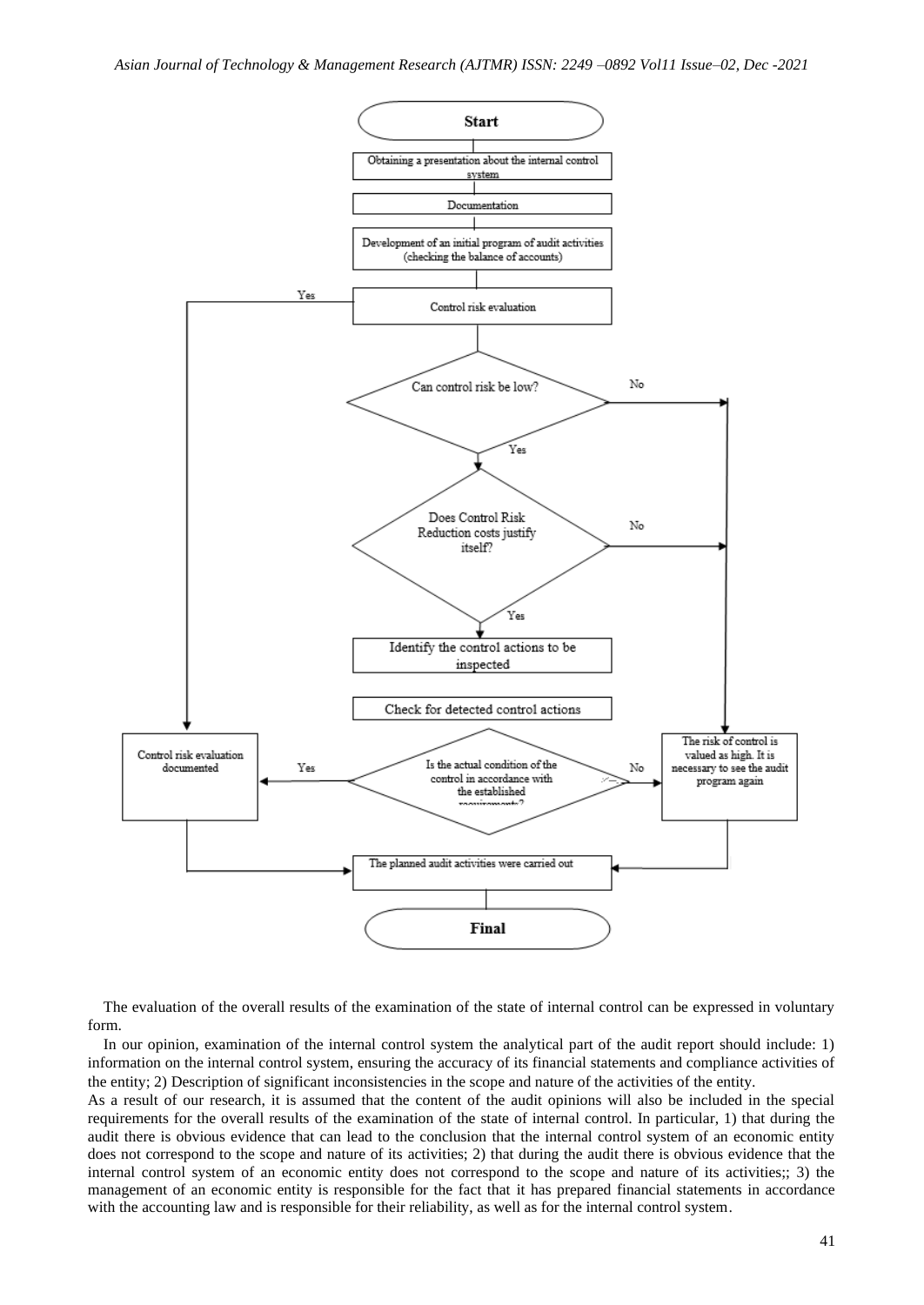Start

Obtaining a presentation about the internal control system

Documentation

Development of an initial program of audit activities (checking the balance of accounts)

Control risk evaluation

Can control risk be low? — No / Yes

Does Control Risk Reduction costs justify itself? — No / Yes

Identify the control actions to be inspected

Check for detected control actions

Is the actual condition of the control in accordance with the established requirements? — Yes / No

Control risk evaluation documented

The risk of control is valued as high. It is necessary to see the audit program again

The planned audit activities were carried out

Final

The evaluation of the overall results of the examination of the state of internal control can be expressed in voluntary form.

In our opinion, examination of the internal control system the analytical part of the audit report should include: 1) information on the internal control system, ensuring the accuracy of its financial statements and compliance activities of the entity; 2) Description of significant inconsistencies in the scope and nature of the activities of the entity.

As a result of our research, it is assumed that the content of the audit opinions will also be included in the special requirements for the overall results of the examination of the state of internal control. In particular, 1) that during the audit there is obvious evidence that can lead to the conclusion that the internal control system of an economic entity does not correspond to the scope and nature of its activities; 2) that during the audit there is obvious evidence that the internal control system of an economic entity does not correspond to the scope and nature of its activities;; 3) the management of an economic entity is responsible for the fact that it has prepared financial statements in accordance with the accounting law and is responsible for their reliability, as well as for the internal control system.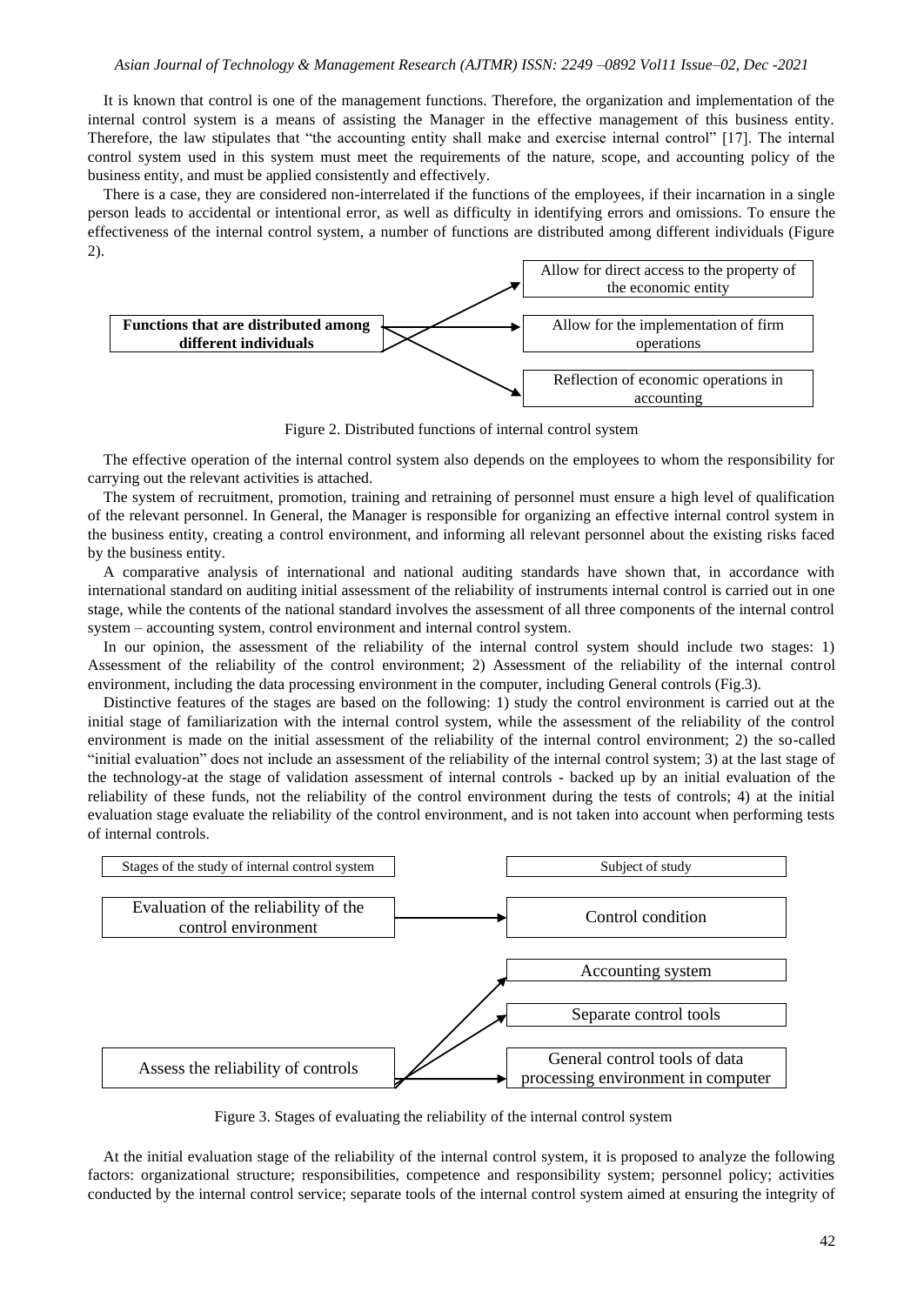It is known that control is one of the management functions. Therefore, the organization and implementation of the internal control system is a means of assisting the Manager in the effective management of this business entity. Therefore, the law stipulates that "the accounting entity shall make and exercise internal control" [17]. The internal control system used in this system must meet the requirements of the nature, scope, and accounting policy of the business entity, and must be applied consistently and effectively.

There is a case, they are considered non-interrelated if the functions of the employees, if their incarnation in a single person leads to accidental or intentional error, as well as difficulty in identifying errors and omissions. To ensure the effectiveness of the internal control system, a number of functions are distributed among different individuals (Figure 2).

**Functions that are distributed among different individuals**

- Allow for direct access to the property of the economic entity
- Allow for the implementation of firm operations
- Reflection of economic operations in accounting

Figure 2. Distributed functions of internal control system

The effective operation of the internal control system also depends on the employees to whom the responsibility for carrying out the relevant activities is attached.

The system of recruitment, promotion, training and retraining of personnel must ensure a high level of qualification of the relevant personnel. In General, the Manager is responsible for organizing an effective internal control system in the business entity, creating a control environment, and informing all relevant personnel about the existing risks faced by the business entity.

A comparative analysis of international and national auditing standards have shown that, in accordance with international standard on auditing initial assessment of the reliability of instruments internal control is carried out in one stage, while the contents of the national standard involves the assessment of all three components of the internal control system – accounting system, control environment and internal control system.

In our opinion, the assessment of the reliability of the internal control system should include two stages: 1) Assessment of the reliability of the control environment; 2) Assessment of the reliability of the internal control environment, including the data processing environment in the computer, including General controls (Fig.3).

Distinctive features of the stages are based on the following: 1) study the control environment is carried out at the initial stage of familiarization with the internal control system, while the assessment of the reliability of the control environment is made on the initial assessment of the reliability of the internal control environment; 2) the so-called "initial evaluation" does not include an assessment of the reliability of the internal control system; 3) at the last stage of the technology-at the stage of validation assessment of internal controls - backed up by an initial evaluation of the reliability of these funds, not the reliability of the control environment during the tests of controls; 4) at the initial evaluation stage evaluate the reliability of the control environment, and is not taken into account when performing tests of internal controls.

| Stages of the study of internal control system | Subject of study |
| --- | --- |
| Evaluation of the reliability of the control environment | Control condition |
| Assess the reliability of controls | Accounting system |
| | Separate control tools |
| | General control tools of data processing environment in computer |

Figure 3. Stages of evaluating the reliability of the internal control system

At the initial evaluation stage of the reliability of the internal control system, it is proposed to analyze the following factors: organizational structure; responsibilities, competence and responsibility system; personnel policy; activities conducted by the internal control service; separate tools of the internal control system aimed at ensuring the integrity of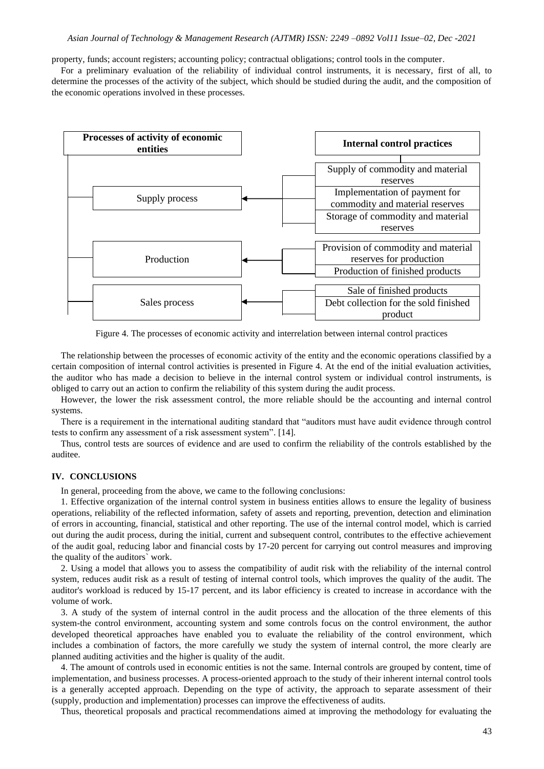property, funds; account registers; accounting policy; contractual obligations; control tools in the computer.

For a preliminary evaluation of the reliability of individual control instruments, it is necessary, first of all, to determine the processes of the activity of the subject, which should be studied during the audit, and the composition of the economic operations involved in these processes.

| Processes of activity of economic entities | Internal control practices |
| --- | --- |
| Supply process | Supply of commodity and material reserves |
| | Implementation of payment for commodity and material reserves |
| | Storage of commodity and material reserves |
| Production | Provision of commodity and material reserves for production |
| | Production of finished products |
| Sales process | Sale of finished products |
| | Debt collection for the sold finished product |

Figure 4. The processes of economic activity and interrelation between internal control practices

The relationship between the processes of economic activity of the entity and the economic operations classified by a certain composition of internal control activities is presented in Figure 4. At the end of the initial evaluation activities, the auditor who has made a decision to believe in the internal control system or individual control instruments, is obliged to carry out an action to confirm the reliability of this system during the audit process.

However, the lower the risk assessment control, the more reliable should be the accounting and internal control systems.

There is a requirement in the international auditing standard that "auditors must have audit evidence through control tests to confirm any assessment of a risk assessment system". [14].

Thus, control tests are sources of evidence and are used to confirm the reliability of the controls established by the auditee.

## IV. CONCLUSIONS

In general, proceeding from the above, we came to the following conclusions:

1. Effective organization of the internal control system in business entities allows to ensure the legality of business operations, reliability of the reflected information, safety of assets and reporting, prevention, detection and elimination of errors in accounting, financial, statistical and other reporting. The use of the internal control model, which is carried out during the audit process, during the initial, current and subsequent control, contributes to the effective achievement of the audit goal, reducing labor and financial costs by 17-20 percent for carrying out control measures and improving the quality of the auditors` work.

2. Using a model that allows you to assess the compatibility of audit risk with the reliability of the internal control system, reduces audit risk as a result of testing of internal control tools, which improves the quality of the audit. The auditor's workload is reduced by 15-17 percent, and its labor efficiency is created to increase in accordance with the volume of work.

3. A study of the system of internal control in the audit process and the allocation of the three elements of this system-the control environment, accounting system and some controls focus on the control environment, the author developed theoretical approaches have enabled you to evaluate the reliability of the control environment, which includes a combination of factors, the more carefully we study the system of internal control, the more clearly are planned auditing activities and the higher is quality of the audit.

4. The amount of controls used in economic entities is not the same. Internal controls are grouped by content, time of implementation, and business processes. A process-oriented approach to the study of their inherent internal control tools is a generally accepted approach. Depending on the type of activity, the approach to separate assessment of their (supply, production and implementation) processes can improve the effectiveness of audits.

Thus, theoretical proposals and practical recommendations aimed at improving the methodology for evaluating the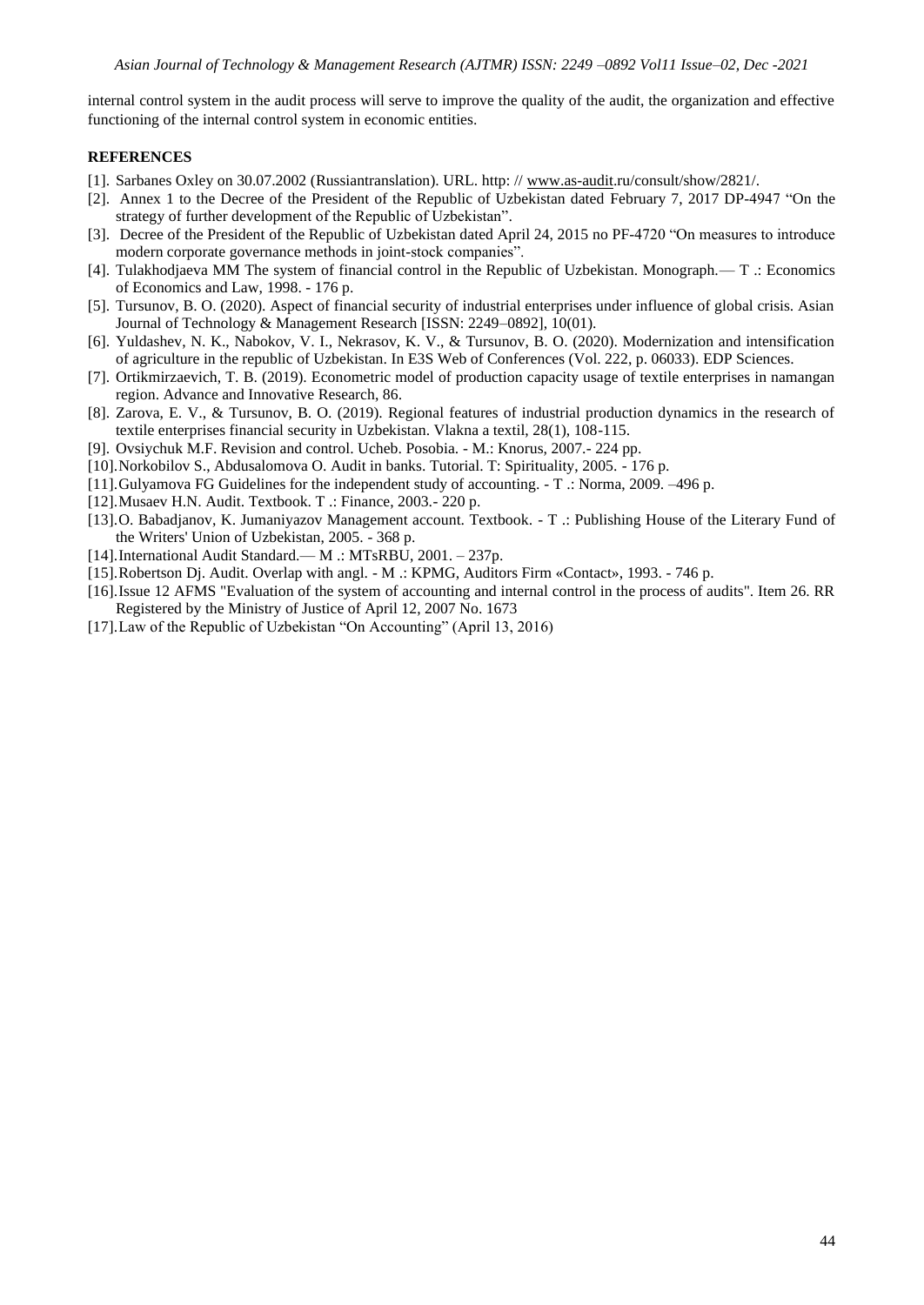internal control system in the audit process will serve to improve the quality of the audit, the organization and effective functioning of the internal control system in economic entities.

**REFERENCES**

[1]. Sarbanes Oxley on 30.07.2002 (Russiantranslation). URL. http: // www.as-audit.ru/consult/show/2821/.

[2]. Annex 1 to the Decree of the President of the Republic of Uzbekistan dated February 7, 2017 DP-4947 "On the strategy of further development of the Republic of Uzbekistan".

[3]. Decree of the President of the Republic of Uzbekistan dated April 24, 2015 no PF-4720 "On measures to introduce modern corporate governance methods in joint-stock companies".

[4]. Tulakhodjaeva MM The system of financial control in the Republic of Uzbekistan. Monograph.— T .: Economics of Economics and Law, 1998. - 176 p.

[5]. Tursunov, B. O. (2020). Aspect of financial security of industrial enterprises under influence of global crisis. Asian Journal of Technology & Management Research [ISSN: 2249–0892], 10(01).

[6]. Yuldashev, N. K., Nabokov, V. I., Nekrasov, K. V., & Tursunov, B. O. (2020). Modernization and intensification of agriculture in the republic of Uzbekistan. In E3S Web of Conferences (Vol. 222, p. 06033). EDP Sciences.

[7]. Ortikmirzaevich, T. B. (2019). Econometric model of production capacity usage of textile enterprises in namangan region. Advance and Innovative Research, 86.

[8]. Zarova, E. V., & Tursunov, B. O. (2019). Regional features of industrial production dynamics in the research of textile enterprises financial security in Uzbekistan. Vlakna a textil, 28(1), 108-115.

[9]. Ovsiychuk M.F. Revision and control. Ucheb. Posobia. - M.: Knorus, 2007.- 224 pp.

[10]. Norkobilov S., Abdusalomova O. Audit in banks. Tutorial. T: Spirituality, 2005. - 176 p.

[11]. Gulyamova FG Guidelines for the independent study of accounting. - T .: Norma, 2009. –496 p.

[12]. Musaev H.N. Audit. Textbook. T .: Finance, 2003.- 220 p.

[13]. O. Babadjanov, K. Jumaniyazov Management account. Textbook. - T .: Publishing House of the Literary Fund of the Writers' Union of Uzbekistan, 2005. - 368 p.

[14]. International Audit Standard.— M .: MTsRBU, 2001. – 237p.

[15]. Robertson Dj. Audit. Overlap with angl. - M .: KPMG, Auditors Firm «Contact», 1993. - 746 p.

[16]. Issue 12 AFMS "Evaluation of the system of accounting and internal control in the process of audits". Item 26. RR Registered by the Ministry of Justice of April 12, 2007 No. 1673

[17]. Law of the Republic of Uzbekistan "On Accounting" (April 13, 2016)